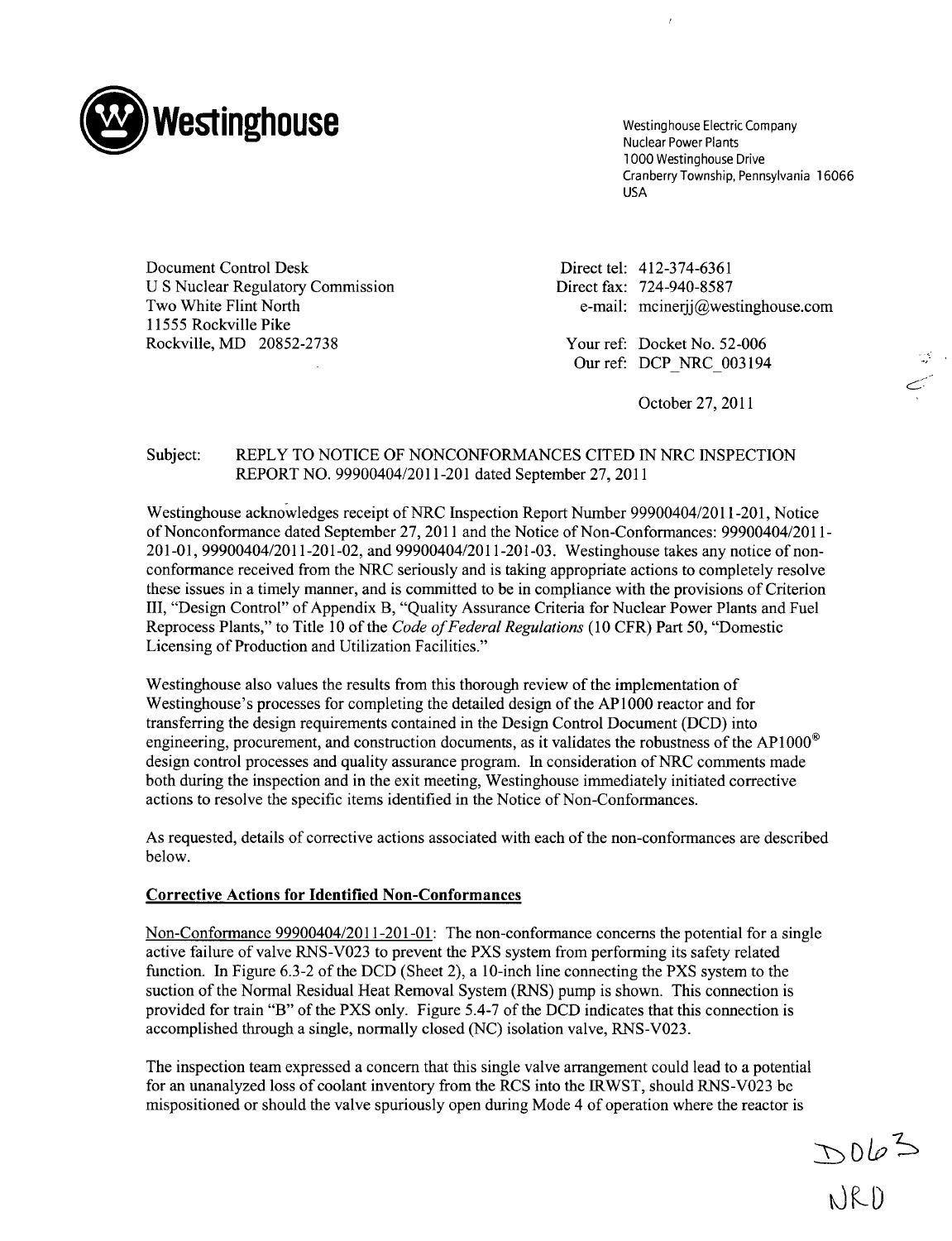**Westinghouse**

Westinghouse Electric Company
Nuclear Power Plants
1000 Westinghouse Drive
Cranberry Township, Pennsylvania 16066
USA

Document Control Desk
U S Nuclear Regulatory Commission
Two White Flint North
11555 Rockville Pike
Rockville, MD 20852-2738

Direct tel: 412-374-6361
Direct fax: 724-940-8587
e-mail: mcinerjj@westinghouse.com

Your ref: Docket No. 52-006
Our ref: DCP_NRC_003194

October 27, 2011

Subject: REPLY TO NOTICE OF NONCONFORMANCES CITED IN NRC INSPECTION REPORT NO. 99900404/2011-201 dated September 27, 2011

Westinghouse acknowledges receipt of NRC Inspection Report Number 99900404/2011-201, Notice of Nonconformance dated September 27, 2011 and the Notice of Non-Conformances: 99900404/2011-201-01, 99900404/2011-201-02, and 99900404/2011-201-03. Westinghouse takes any notice of non-conformance received from the NRC seriously and is taking appropriate actions to completely resolve these issues in a timely manner, and is committed to be in compliance with the provisions of Criterion III, "Design Control" of Appendix B, "Quality Assurance Criteria for Nuclear Power Plants and Fuel Reprocess Plants," to Title 10 of the *Code of Federal Regulations* (10 CFR) Part 50, "Domestic Licensing of Production and Utilization Facilities."

Westinghouse also values the results from this thorough review of the implementation of Westinghouse's processes for completing the detailed design of the AP1000 reactor and for transferring the design requirements contained in the Design Control Document (DCD) into engineering, procurement, and construction documents, as it validates the robustness of the AP1000® design control processes and quality assurance program. In consideration of NRC comments made both during the inspection and in the exit meeting, Westinghouse immediately initiated corrective actions to resolve the specific items identified in the Notice of Non-Conformances.

As requested, details of corrective actions associated with each of the non-conformances are described below.

**Corrective Actions for Identified Non-Conformances**

Non-Conformance 99900404/2011-201-01: The non-conformance concerns the potential for a single active failure of valve RNS-V023 to prevent the PXS system from performing its safety related function. In Figure 6.3-2 of the DCD (Sheet 2), a 10-inch line connecting the PXS system to the suction of the Normal Residual Heat Removal System (RNS) pump is shown. This connection is provided for train "B" of the PXS only. Figure 5.4-7 of the DCD indicates that this connection is accomplished through a single, normally closed (NC) isolation valve, RNS-V023.

The inspection team expressed a concern that this single valve arrangement could lead to a potential for an unanalyzed loss of coolant inventory from the RCS into the IRWST, should RNS-V023 be mispositioned or should the valve spuriously open during Mode 4 of operation where the reactor is

D063
NRO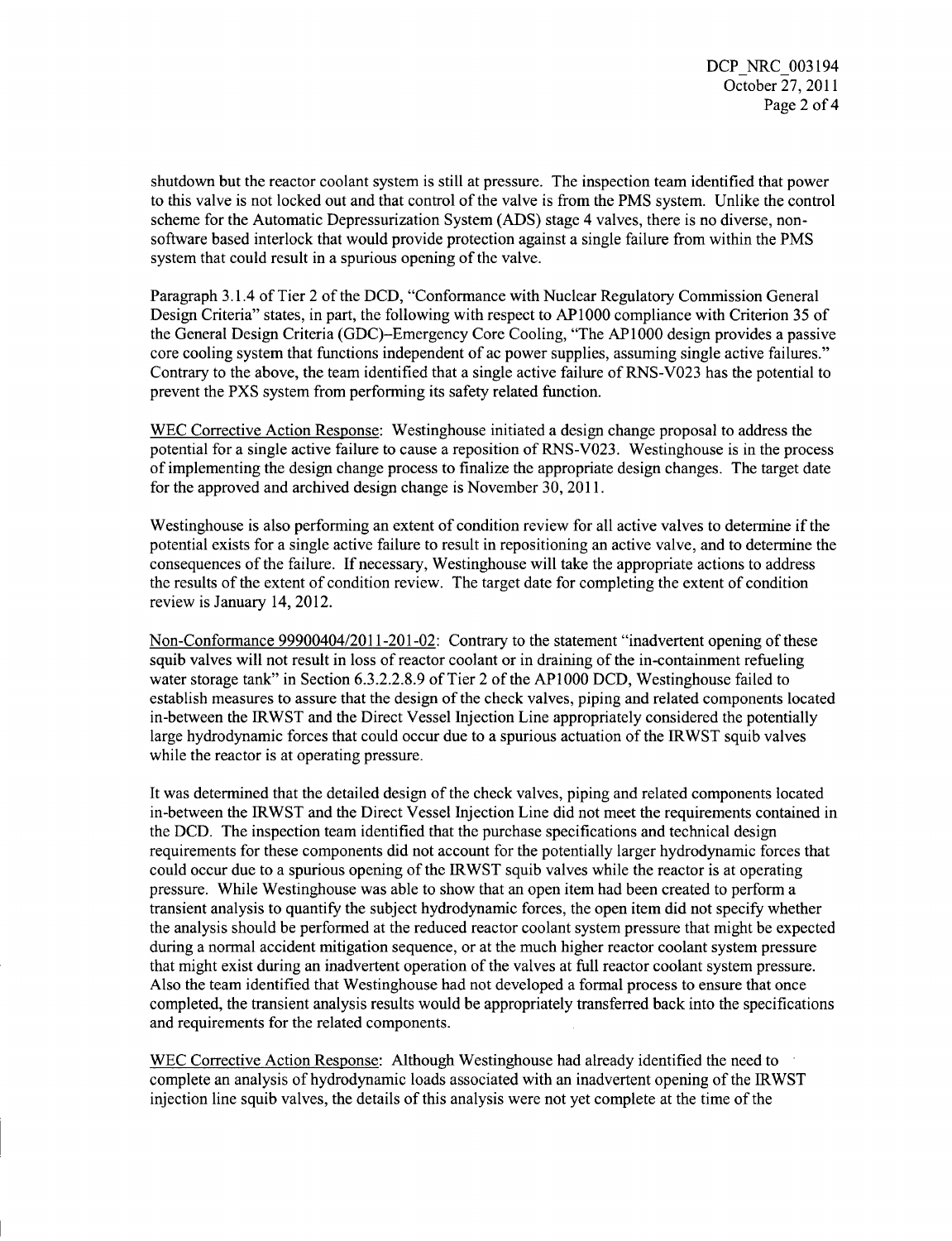shutdown but the reactor coolant system is still at pressure. The inspection team identified that power to this valve is not locked out and that control of the valve is from the PMS system. Unlike the control scheme for the Automatic Depressurization System (ADS) stage 4 valves, there is no diverse, non-software based interlock that would provide protection against a single failure from within the PMS system that could result in a spurious opening of the valve.

Paragraph 3.1.4 of Tier 2 of the DCD, "Conformance with Nuclear Regulatory Commission General Design Criteria" states, in part, the following with respect to AP1000 compliance with Criterion 35 of the General Design Criteria (GDC)–Emergency Core Cooling, "The AP1000 design provides a passive core cooling system that functions independent of ac power supplies, assuming single active failures." Contrary to the above, the team identified that a single active failure of RNS-V023 has the potential to prevent the PXS system from performing its safety related function.

<u>WEC Corrective Action Response</u>: Westinghouse initiated a design change proposal to address the potential for a single active failure to cause a reposition of RNS-V023. Westinghouse is in the process of implementing the design change process to finalize the appropriate design changes. The target date for the approved and archived design change is November 30, 2011.

Westinghouse is also performing an extent of condition review for all active valves to determine if the potential exists for a single active failure to result in repositioning an active valve, and to determine the consequences of the failure. If necessary, Westinghouse will take the appropriate actions to address the results of the extent of condition review. The target date for completing the extent of condition review is January 14, 2012.

<u>Non-Conformance 99900404/2011-201-02</u>: Contrary to the statement "inadvertent opening of these squib valves will not result in loss of reactor coolant or in draining of the in-containment refueling water storage tank" in Section 6.3.2.2.8.9 of Tier 2 of the AP1000 DCD, Westinghouse failed to establish measures to assure that the design of the check valves, piping and related components located in-between the IRWST and the Direct Vessel Injection Line appropriately considered the potentially large hydrodynamic forces that could occur due to a spurious actuation of the IRWST squib valves while the reactor is at operating pressure.

It was determined that the detailed design of the check valves, piping and related components located in-between the IRWST and the Direct Vessel Injection Line did not meet the requirements contained in the DCD. The inspection team identified that the purchase specifications and technical design requirements for these components did not account for the potentially larger hydrodynamic forces that could occur due to a spurious opening of the IRWST squib valves while the reactor is at operating pressure. While Westinghouse was able to show that an open item had been created to perform a transient analysis to quantify the subject hydrodynamic forces, the open item did not specify whether the analysis should be performed at the reduced reactor coolant system pressure that might be expected during a normal accident mitigation sequence, or at the much higher reactor coolant system pressure that might exist during an inadvertent operation of the valves at full reactor coolant system pressure. Also the team identified that Westinghouse had not developed a formal process to ensure that once completed, the transient analysis results would be appropriately transferred back into the specifications and requirements for the related components.

<u>WEC Corrective Action Response</u>: Although Westinghouse had already identified the need to complete an analysis of hydrodynamic loads associated with an inadvertent opening of the IRWST injection line squib valves, the details of this analysis were not yet complete at the time of the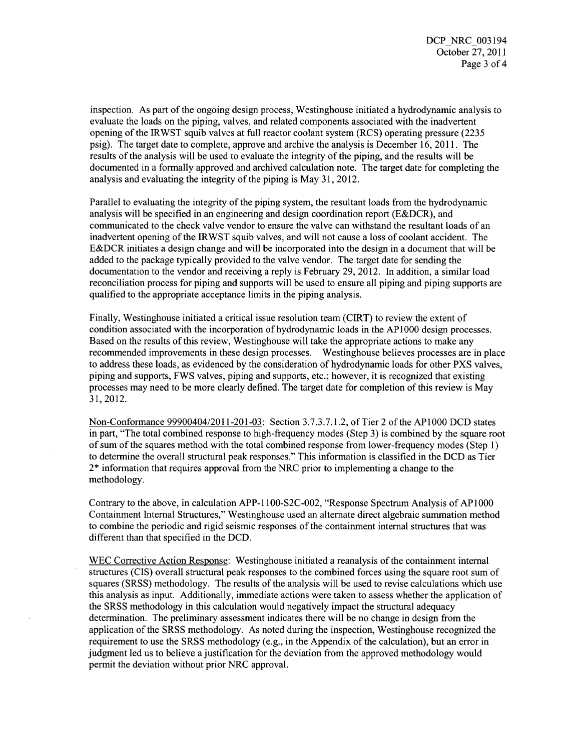inspection. As part of the ongoing design process, Westinghouse initiated a hydrodynamic analysis to evaluate the loads on the piping, valves, and related components associated with the inadvertent opening of the IRWST squib valves at full reactor coolant system (RCS) operating pressure (2235 psig). The target date to complete, approve and archive the analysis is December 16, 2011. The results of the analysis will be used to evaluate the integrity of the piping, and the results will be documented in a formally approved and archived calculation note. The target date for completing the analysis and evaluating the integrity of the piping is May 31, 2012.

Parallel to evaluating the integrity of the piping system, the resultant loads from the hydrodynamic analysis will be specified in an engineering and design coordination report (E&DCR), and communicated to the check valve vendor to ensure the valve can withstand the resultant loads of an inadvertent opening of the IRWST squib valves, and will not cause a loss of coolant accident. The E&DCR initiates a design change and will be incorporated into the design in a document that will be added to the package typically provided to the valve vendor. The target date for sending the documentation to the vendor and receiving a reply is February 29, 2012. In addition, a similar load reconciliation process for piping and supports will be used to ensure all piping and piping supports are qualified to the appropriate acceptance limits in the piping analysis.

Finally, Westinghouse initiated a critical issue resolution team (CIRT) to review the extent of condition associated with the incorporation of hydrodynamic loads in the AP1000 design processes. Based on the results of this review, Westinghouse will take the appropriate actions to make any recommended improvements in these design processes. Westinghouse believes processes are in place to address these loads, as evidenced by the consideration of hydrodynamic loads for other PXS valves, piping and supports, FWS valves, piping and supports, etc.; however, it is recognized that existing processes may need to be more clearly defined. The target date for completion of this review is May 31, 2012.

Non-Conformance 99900404/2011-201-03: Section 3.7.3.7.1.2, of Tier 2 of the AP1000 DCD states in part, "The total combined response to high-frequency modes (Step 3) is combined by the square root of sum of the squares method with the total combined response from lower-frequency modes (Step 1) to determine the overall structural peak responses." This information is classified in the DCD as Tier 2* information that requires approval from the NRC prior to implementing a change to the methodology.

Contrary to the above, in calculation APP-1100-S2C-002, "Response Spectrum Analysis of AP1000 Containment Internal Structures," Westinghouse used an alternate direct algebraic summation method to combine the periodic and rigid seismic responses of the containment internal structures that was different than that specified in the DCD.

WEC Corrective Action Response: Westinghouse initiated a reanalysis of the containment internal structures (CIS) overall structural peak responses to the combined forces using the square root sum of squares (SRSS) methodology. The results of the analysis will be used to revise calculations which use this analysis as input. Additionally, immediate actions were taken to assess whether the application of the SRSS methodology in this calculation would negatively impact the structural adequacy determination. The preliminary assessment indicates there will be no change in design from the application of the SRSS methodology. As noted during the inspection, Westinghouse recognized the requirement to use the SRSS methodology (e.g., in the Appendix of the calculation), but an error in judgment led us to believe a justification for the deviation from the approved methodology would permit the deviation without prior NRC approval.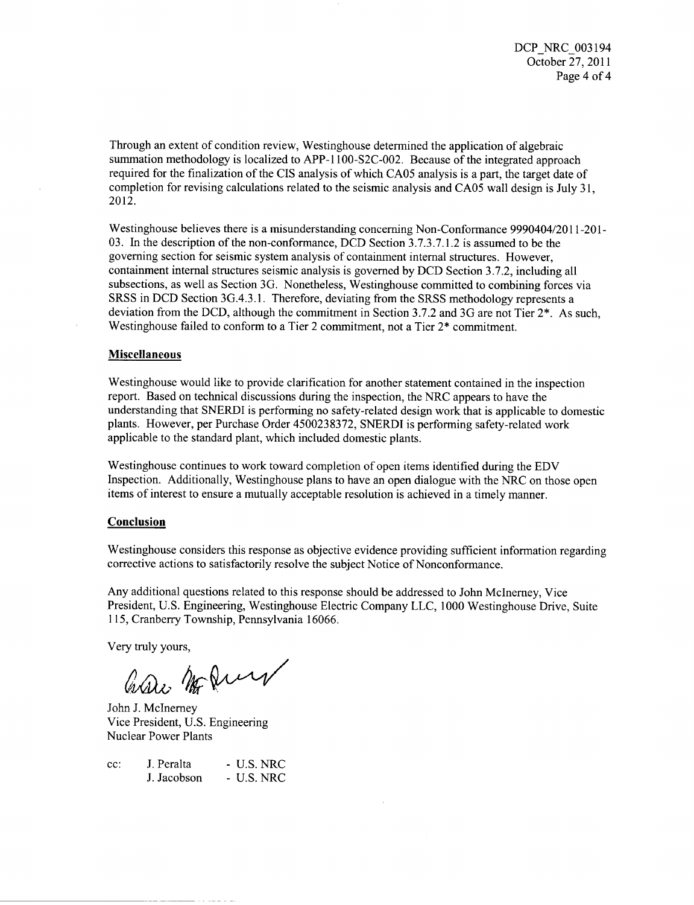Through an extent of condition review, Westinghouse determined the application of algebraic summation methodology is localized to APP-1100-S2C-002. Because of the integrated approach required for the finalization of the CIS analysis of which CA05 analysis is a part, the target date of completion for revising calculations related to the seismic analysis and CA05 wall design is July 31, 2012.

Westinghouse believes there is a misunderstanding concerning Non-Conformance 9990404/2011-201-03. In the description of the non-conformance, DCD Section 3.7.3.7.1.2 is assumed to be the governing section for seismic system analysis of containment internal structures. However, containment internal structures seismic analysis is governed by DCD Section 3.7.2, including all subsections, as well as Section 3G. Nonetheless, Westinghouse committed to combining forces via SRSS in DCD Section 3G.4.3.1. Therefore, deviating from the SRSS methodology represents a deviation from the DCD, although the commitment in Section 3.7.2 and 3G are not Tier 2*. As such, Westinghouse failed to conform to a Tier 2 commitment, not a Tier 2* commitment.

**Miscellaneous**

Westinghouse would like to provide clarification for another statement contained in the inspection report. Based on technical discussions during the inspection, the NRC appears to have the understanding that SNERDI is performing no safety-related design work that is applicable to domestic plants. However, per Purchase Order 4500238372, SNERDI is performing safety-related work applicable to the standard plant, which included domestic plants.

Westinghouse continues to work toward completion of open items identified during the EDV Inspection. Additionally, Westinghouse plans to have an open dialogue with the NRC on those open items of interest to ensure a mutually acceptable resolution is achieved in a timely manner.

**Conclusion**

Westinghouse considers this response as objective evidence providing sufficient information regarding corrective actions to satisfactorily resolve the subject Notice of Nonconformance.

Any additional questions related to this response should be addressed to John McInerney, Vice President, U.S. Engineering, Westinghouse Electric Company LLC, 1000 Westinghouse Drive, Suite 115, Cranberry Township, Pennsylvania 16066.

Very truly yours,

John J. McInerney
Vice President, U.S. Engineering
Nuclear Power Plants

cc: J. Peralta - U.S. NRC
J. Jacobson - U.S. NRC